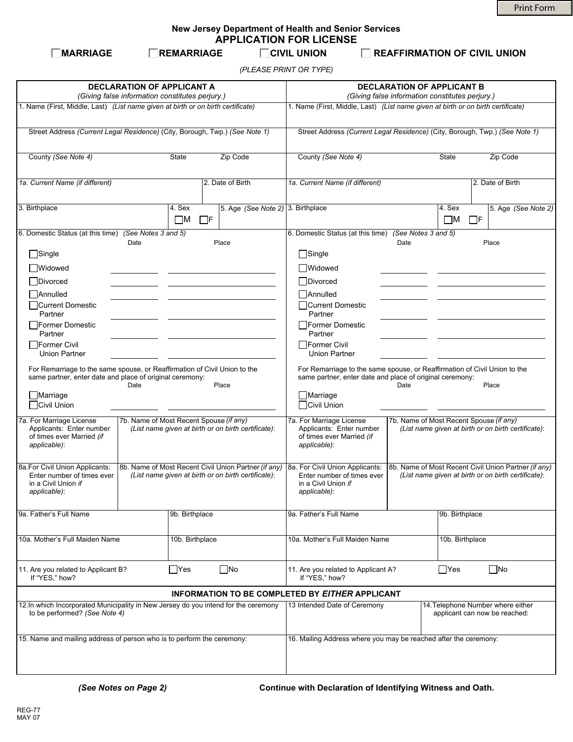Print Form

**New Jersey Department of Health and Senior Services**

# APPLICATION FOR LICENSE

☐ **MARRIAGE** ☐ **REMARRIAGE** ☐ **CIVIL UNION** ☐ **REAFFIRMATION OF CIVIL UNION**

*(PLEASE PRINT OR TYPE)*

| **DECLARATION OF APPLICANT A** *(Giving false information constitutes perjury.)* | **DECLARATION OF APPLICANT B** *(Giving false information constitutes perjury.)* |
|---|---|
| 1. Name (First, Middle, Last) *(List name given at birth or on birth certificate)* | 1. Name (First, Middle, Last) *(List name given at birth or on birth certificate)* |
| Street Address *(Current Legal Residence)* (City, Borough, Twp.) *(See Note 1)* | Street Address *(Current Legal Residence)* (City, Borough, Twp.) *(See Note 1)* |
| County *(See Note 4)* / State / Zip Code | County *(See Note 4)* / State / Zip Code |
| *1a. Current Name (if different)* / 2. Date of Birth | *1a. Current Name (if different)* / 2. Date of Birth |
| 3. Birthplace / 4. Sex ☐M ☐F / 5. Age *(See Note 2)* | 3. Birthplace / 4. Sex ☐M ☐F / 5. Age *(See Note 2)* |
| 6. Domestic Status (at this time) *(See Notes 3 and 5)* | 6. Domestic Status (at this time) *(See Notes 3 and 5)* |

| Applicant A Status | Date | Place | Applicant B Status | Date | Place |
|---|---|---|---|---|---|
| ☐ Single | | | ☐ Single | | |
| ☐ Widowed | | | ☐ Widowed | | |
| ☐ Divorced | | | ☐ Divorced | | |
| ☐ Annulled | | | ☐ Annulled | | |
| ☐ Current Domestic Partner | | | ☐ Current Domestic Partner | | |
| ☐ Former Domestic Partner | | | ☐ Former Domestic Partner | | |
| ☐ Former Civil Union Partner | | | ☐ Former Civil Union Partner | | |

For Remarriage to the same spouse, or Reaffirmation of Civil Union to the same partner, enter date and place of original ceremony:

| Applicant A | Date | Place | Applicant B | Date | Place |
|---|---|---|---|---|---|
| ☐ Marriage | | | ☐ Marriage | | |
| ☐ Civil Union | | | ☐ Civil Union | | |

| Applicant A | | Applicant B | |
|---|---|---|---|
| 7a. For Marriage License Applicants: Enter number of times ever Married *(if applicable)*: | 7b. Name of Most Recent Spouse *(if any)* *(List name given at birth or on birth certificate)*: | 7a. For Marriage License Applicants: Enter number of times ever Married *(if applicable)*: | 7b. Name of Most Recent Spouse *(if any)* *(List name given at birth or on birth certificate)*: |
| 8a. For Civil Union Applicants: Enter number of times ever in a Civil Union *if applicable)*: | 8b. Name of Most Recent Civil Union Partner *(if any)* *(List name given at birth or on birth certificate)*: | 8a. For Civil Union Applicants: Enter number of times ever in a Civil Union *if applicable)*: | 8b. Name of Most Recent Civil Union Partner *(if any)* *(List name given at birth or on birth certificate)*: |
| 9a. Father's Full Name | 9b. Birthplace | 9a. Father's Full Name | 9b. Birthplace |
| 10a. Mother's Full Maiden Name | 10b. Birthplace | 10a. Mother's Full Maiden Name | 10b. Birthplace |
| 11. Are you related to Applicant B? If "YES," how? | ☐Yes ☐No | 11. Are you related to Applicant A? If "YES," how? | ☐Yes ☐No |

**INFORMATION TO BE COMPLETED BY *EITHER* APPLICANT**

| 12. In which Incorporated Municipality in New Jersey do you intend for the ceremony to be performed? *(See Note 4)* | 13 Intended Date of Ceremony | 14. Telephone Number where either applicant can now be reached: |
|---|---|---|
| 15. Name and mailing address of person who is to perform the ceremony: | 16. Mailing Address where you may be reached after the ceremony: | |

***(See Notes on Page 2)*** **Continue with Declaration of Identifying Witness and Oath.**

REG-77
MAY 07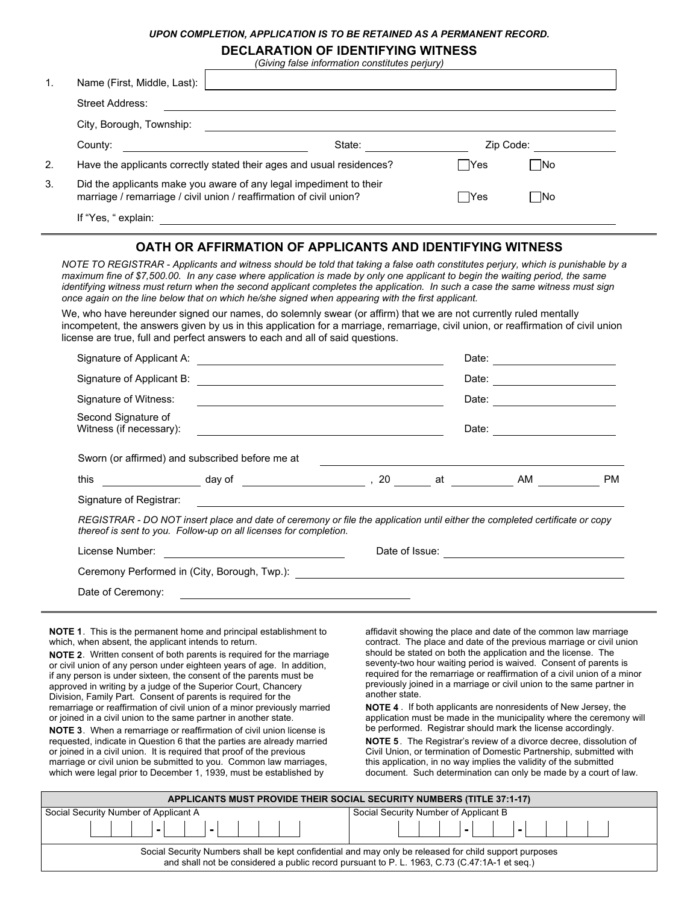*UPON COMPLETION, APPLICATION IS TO BE RETAINED AS A PERMANENT RECORD.*

## DECLARATION OF IDENTIFYING WITNESS

*(Giving false information constitutes perjury)*

1. Name (First, Middle, Last): ______________________

   Street Address: ______________________

   City, Borough, Township: ______________________

   County: ______________ State: ______________ Zip Code: ______________

2. Have the applicants correctly stated their ages and usual residences? ☐ Yes ☐ No

3. Did the applicants make you aware of any legal impediment to their marriage / remarriage / civil union / reaffirmation of civil union? ☐ Yes ☐ No

   If "Yes, " explain: ______________________

## OATH OR AFFIRMATION OF APPLICANTS AND IDENTIFYING WITNESS

*NOTE TO REGISTRAR - Applicants and witness should be told that taking a false oath constitutes perjury, which is punishable by a maximum fine of $7,500.00. In any case where application is made by only one applicant to begin the waiting period, the same identifying witness must return when the second applicant completes the application. In such a case the same witness must sign once again on the line below that on which he/she signed when appearing with the first applicant.*

We, who have hereunder signed our names, do solemnly swear (or affirm) that we are not currently ruled mentally incompetent, the answers given by us in this application for a marriage, remarriage, civil union, or reaffirmation of civil union license are true, full and perfect answers to each and all of said questions.

Signature of Applicant A: ______________________ Date: ______________

Signature of Applicant B: ______________________ Date: ______________

Signature of Witness: ______________________ Date: ______________

Second Signature of Witness (if necessary): ______________________ Date: ______________

Sworn (or affirmed) and subscribed before me at ______________________

this ______________ day of ______________ , 20 ______ at ______________ AM ______________ PM

Signature of Registrar: ______________________

*REGISTRAR - DO NOT insert place and date of ceremony or file the application until either the completed certificate or copy thereof is sent to you. Follow-up on all licenses for completion.*

License Number: ______________________ Date of Issue: ______________________

Ceremony Performed in (City, Borough, Twp.): ______________________

Date of Ceremony: ______________________

**NOTE 1**. This is the permanent home and principal establishment to which, when absent, the applicant intends to return.

**NOTE 2**. Written consent of both parents is required for the marriage or civil union of any person under eighteen years of age. In addition, if any person is under sixteen, the consent of the parents must be approved in writing by a judge of the Superior Court, Chancery Division, Family Part. Consent of parents is required for the remarriage or reaffirmation of civil union of a minor previously married or joined in a civil union to the same partner in another state.

**NOTE 3**. When a remarriage or reaffirmation of civil union license is requested, indicate in Question 6 that the parties are already married or joined in a civil union. It is required that proof of the previous marriage or civil union be submitted to you. Common law marriages, which were legal prior to December 1, 1939, must be established by affidavit showing the place and date of the common law marriage contract. The place and date of the previous marriage or civil union should be stated on both the application and the license. The seventy-two hour waiting period is waived. Consent of parents is required for the remarriage or reaffirmation of a civil union of a minor previously joined in a marriage or civil union to the same partner in another state.

**NOTE 4** . If both applicants are nonresidents of New Jersey, the application must be made in the municipality where the ceremony will be performed. Registrar should mark the license accordingly.

**NOTE 5**. The Registrar's review of a divorce decree, dissolution of Civil Union, or termination of Domestic Partnership, submitted with this application, in no way implies the validity of the submitted document. Such determination can only be made by a court of law.

| APPLICANTS MUST PROVIDE THEIR SOCIAL SECURITY NUMBERS (TITLE 37:1-17) | |
|---|---|
| Social Security Number of Applicant A<br>\_\_\_ - \_\_ - \_\_\_\_ | Social Security Number of Applicant B<br>\_\_\_ - \_\_ - \_\_\_\_ |
| Social Security Numbers shall be kept confidential and may only be released for child support purposes and shall not be considered a public record pursuant to P. L. 1963, C.73 (C.47:1A-1 et seq.) | |